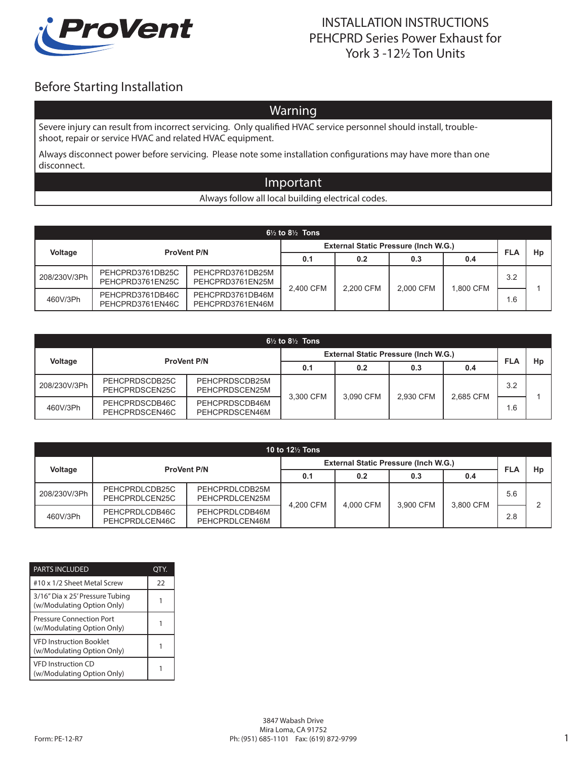# INSTALLATION INSTRUCTIONS
# PEHCPRD Series Power Exhaust for York 3 -12½ Ton Units

## Before Starting Installation

**Warning**

Severe injury can result from incorrect servicing. Only qualified HVAC service personnel should install, trouble-shoot, repair or service HVAC and related HVAC equipment.

Always disconnect power before servicing. Please note some installation configurations may have more than one disconnect.

**Important**

Always follow all local building electrical codes.

| 6½ to 8½ Tons | | | | | | | | |
|---|---|---|---|---|---|---|---|---|
| **Voltage** | **ProVent P/N** | | **External Static Pressure (Inch W.G.)** | | | | **FLA** | **Hp** |
| | | | **0.1** | **0.2** | **0.3** | **0.4** | | |
| 208/230V/3Ph | PEHCPRD3761DB25C<br>PEHCPRD3761EN25C | PEHCPRD3761DB25M<br>PEHCPRD3761EN25M | 2,400 CFM | 2,200 CFM | 2,000 CFM | 1,800 CFM | 3.2 | 1 |
| 460V/3Ph | PEHCPRD3761DB46C<br>PEHCPRD3761EN46C | PEHCPRD3761DB46M<br>PEHCPRD3761EN46M | | | | | 1.6 | |

| 6½ to 8½ Tons | | | | | | | | |
|---|---|---|---|---|---|---|---|---|
| **Voltage** | **ProVent P/N** | | **External Static Pressure (Inch W.G.)** | | | | **FLA** | **Hp** |
| | | | **0.1** | **0.2** | **0.3** | **0.4** | | |
| 208/230V/3Ph | PEHCPRDSCDB25C<br>PEHCPRDSCEN25C | PEHCPRDSCDB25M<br>PEHCPRDSCEN25M | 3,300 CFM | 3,090 CFM | 2,930 CFM | 2,685 CFM | 3.2 | 1 |
| 460V/3Ph | PEHCPRDSCDB46C<br>PEHCPRDSCEN46C | PEHCPRDSCDB46M<br>PEHCPRDSCEN46M | | | | | 1.6 | |

| 10 to 12½ Tons | | | | | | | | |
|---|---|---|---|---|---|---|---|---|
| **Voltage** | **ProVent P/N** | | **External Static Pressure (Inch W.G.)** | | | | **FLA** | **Hp** |
| | | | **0.1** | **0.2** | **0.3** | **0.4** | | |
| 208/230V/3Ph | PEHCPRDLCDB25C<br>PEHCPRDLCEN25C | PEHCPRDLCDB25M<br>PEHCPRDLCEN25M | 4,200 CFM | 4,000 CFM | 3,900 CFM | 3,800 CFM | 5.6 | 2 |
| 460V/3Ph | PEHCPRDLCDB46C<br>PEHCPRDLCEN46C | PEHCPRDLCDB46M<br>PEHCPRDLCEN46M | | | | | 2.8 | |

| PARTS INCLUDED | QTY. |
|---|---|
| #10 x 1/2 Sheet Metal Screw | 22 |
| 3/16" Dia x 25' Pressure Tubing (w/Modulating Option Only) | 1 |
| Pressure Connection Port (w/Modulating Option Only) | 1 |
| VFD Instruction Booklet (w/Modulating Option Only) | 1 |
| VFD Instruction CD (w/Modulating Option Only) | 1 |

Form: PE-12-R7

3847 Wabash Drive
Mira Loma, CA 91752
Ph: (951) 685-1101 Fax: (619) 872-9799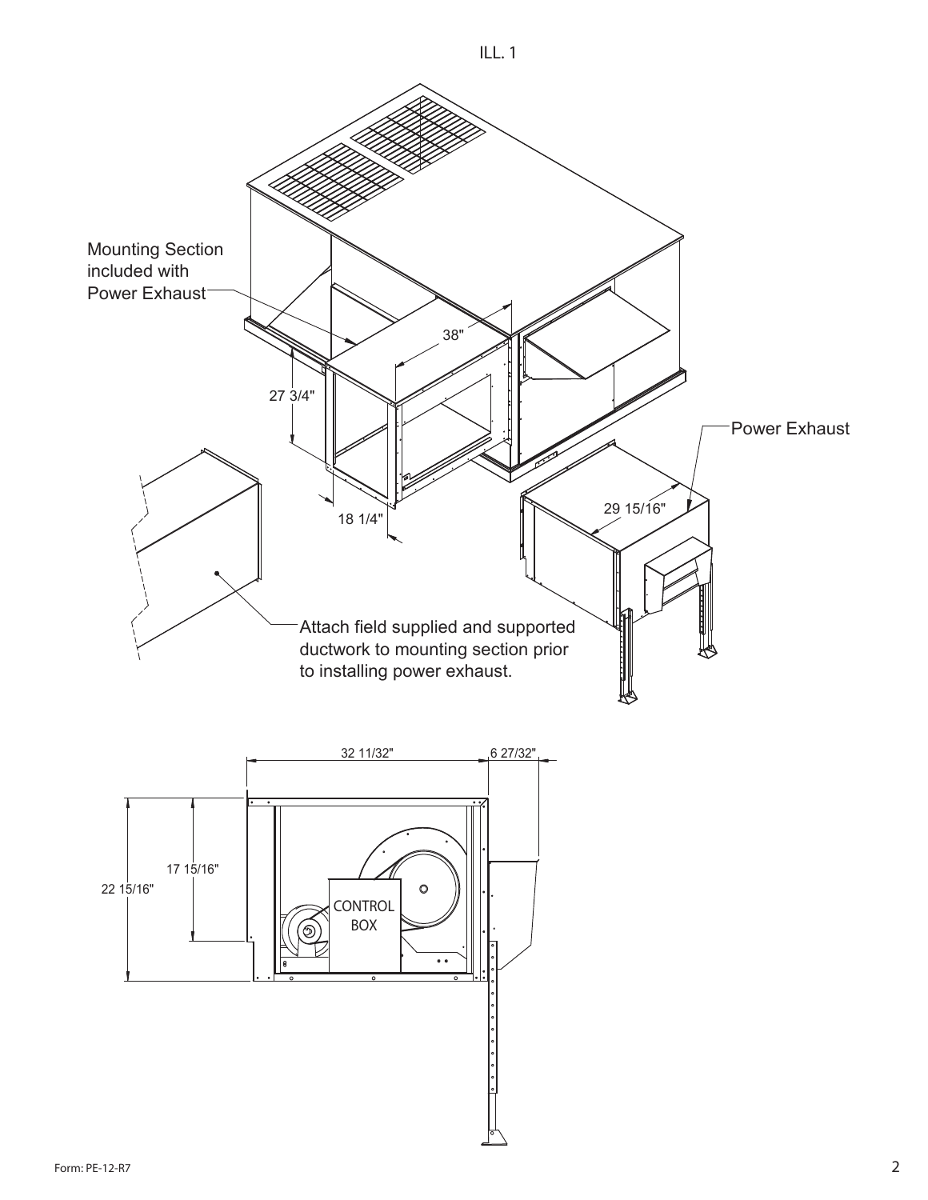ILL. 1

Mounting Section included with Power Exhaust

38"

27 3/4"

18 1/4"

Power Exhaust

29 15/16"

Attach field supplied and supported ductwork to mounting section prior to installing power exhaust.

32 11/32"

6 27/32"

22 15/16"

17 15/16"

CONTROL BOX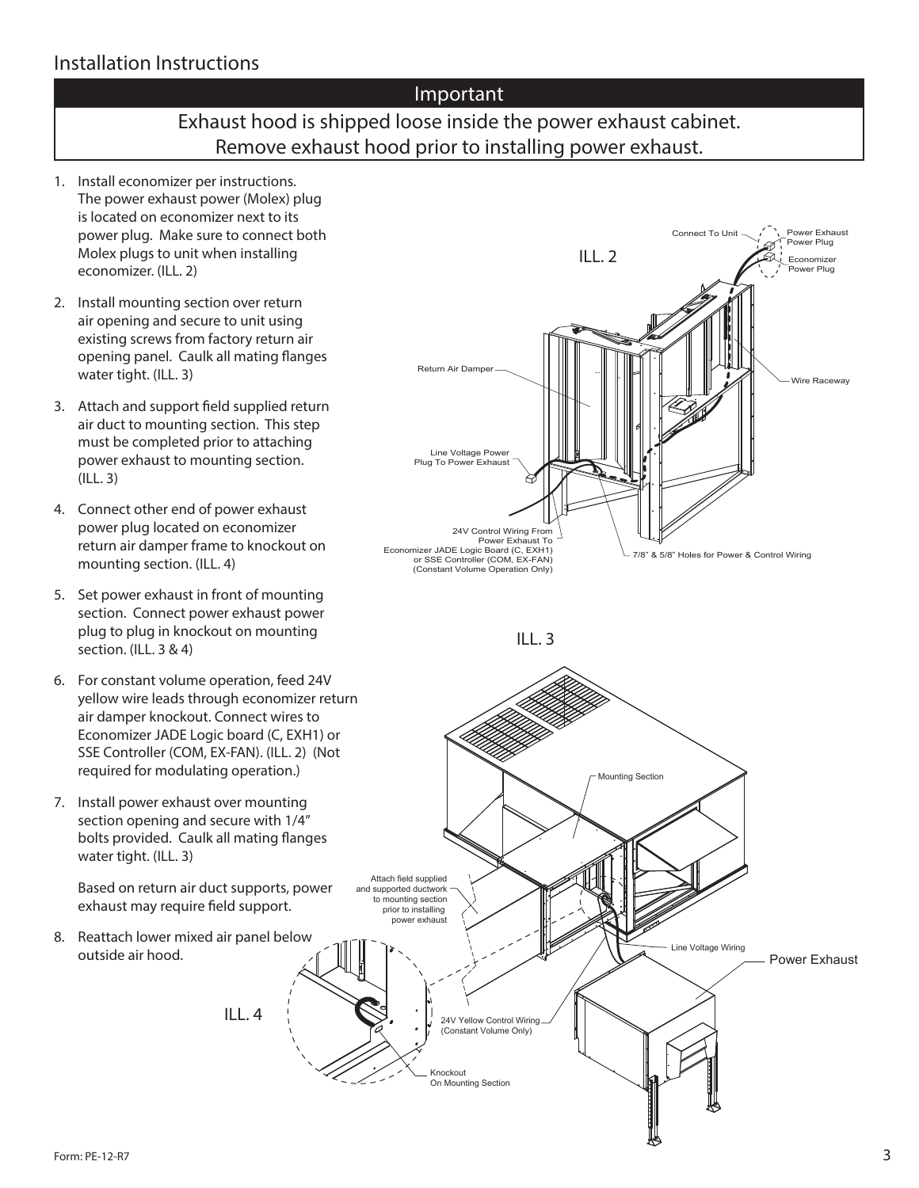## Installation Instructions

### Important

**Exhaust hood is shipped loose inside the power exhaust cabinet. Remove exhaust hood prior to installing power exhaust.**

1. Install economizer per instructions. The power exhaust power (Molex) plug is located on economizer next to its power plug. Make sure to connect both Molex plugs to unit when installing economizer. (ILL. 2)

2. Install mounting section over return air opening and secure to unit using existing screws from factory return air opening panel. Caulk all mating flanges water tight. (ILL. 3)

3. Attach and support field supplied return air duct to mounting section. This step must be completed prior to attaching power exhaust to mounting section. (ILL. 3)

4. Connect other end of power exhaust power plug located on economizer return air damper frame to knockout on mounting section. (ILL. 4)

5. Set power exhaust in front of mounting section. Connect power exhaust power plug to plug in knockout on mounting section. (ILL. 3 & 4)

6. For constant volume operation, feed 24V yellow wire leads through economizer return air damper knockout. Connect wires to Economizer JADE Logic board (C, EXH1) or SSE Controller (COM, EX-FAN). (ILL. 2) (Not required for modulating operation.)

7. Install power exhaust over mounting section opening and secure with 1/4" bolts provided. Caulk all mating flanges water tight. (ILL. 3)

   Based on return air duct supports, power exhaust may require field support.

8. Reattach lower mixed air panel below outside air hood.

ILL. 2

Connect To Unit · Power Exhaust Power Plug · Economizer Power Plug · Return Air Damper · Wire Raceway · Line Voltage Power Plug To Power Exhaust · 24V Control Wiring From Power Exhaust To Economizer JADE Logic Board (C, EXH1) or SSE Controller (COM, EX-FAN) (Constant Volume Operation Only) · 7/8" & 5/8" Holes for Power & Control Wiring

ILL. 3

Mounting Section · Attach field supplied and supported ductwork to mounting section prior to installing power exhaust · Line Voltage Wiring · Power Exhaust · 24V Yellow Control Wiring (Constant Volume Only)

ILL. 4

Knockout On Mounting Section

Form: PE-12-R7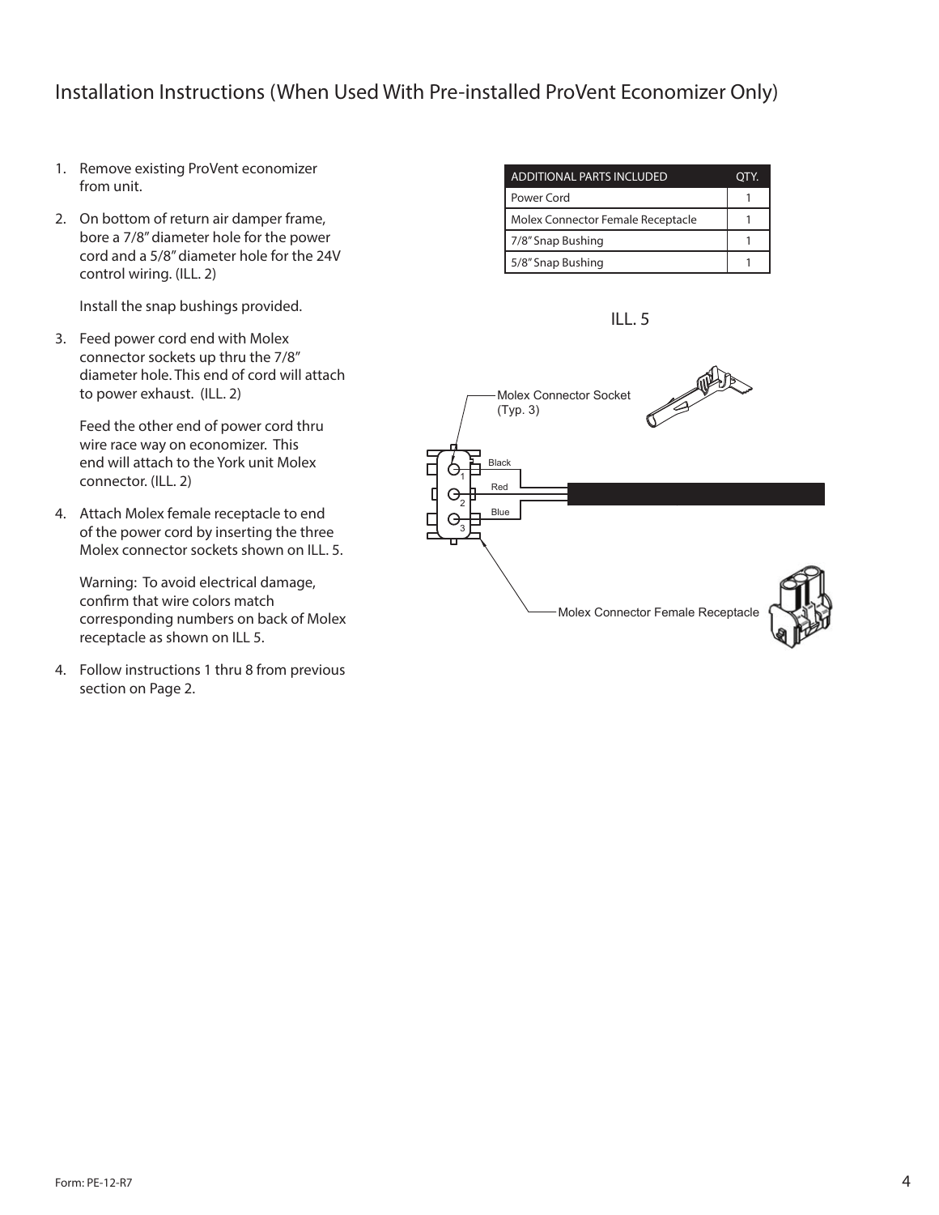# Installation Instructions (When Used With Pre-installed ProVent Economizer Only)

1. Remove existing ProVent economizer from unit.

2. On bottom of return air damper frame, bore a 7/8" diameter hole for the power cord and a 5/8" diameter hole for the 24V control wiring. (ILL. 2)

   Install the snap bushings provided.

3. Feed power cord end with Molex connector sockets up thru the 7/8" diameter hole. This end of cord will attach to power exhaust. (ILL. 2)

   Feed the other end of power cord thru wire race way on economizer. This end will attach to the York unit Molex connector. (ILL. 2)

4. Attach Molex female receptacle to end of the power cord by inserting the three Molex connector sockets shown on ILL. 5.

   Warning: To avoid electrical damage, confirm that wire colors match corresponding numbers on back of Molex receptacle as shown on ILL 5.

4. Follow instructions 1 thru 8 from previous section on Page 2.

| ADDITIONAL PARTS INCLUDED | QTY. |
| --- | --- |
| Power Cord | 1 |
| Molex Connector Female Receptacle | 1 |
| 7/8" Snap Bushing | 1 |
| 5/8" Snap Bushing | 1 |

ILL. 5

Molex Connector Socket (Typ. 3)

1 Black
2 Red
3 Blue

Molex Connector Female Receptacle

Form: PE-12-R7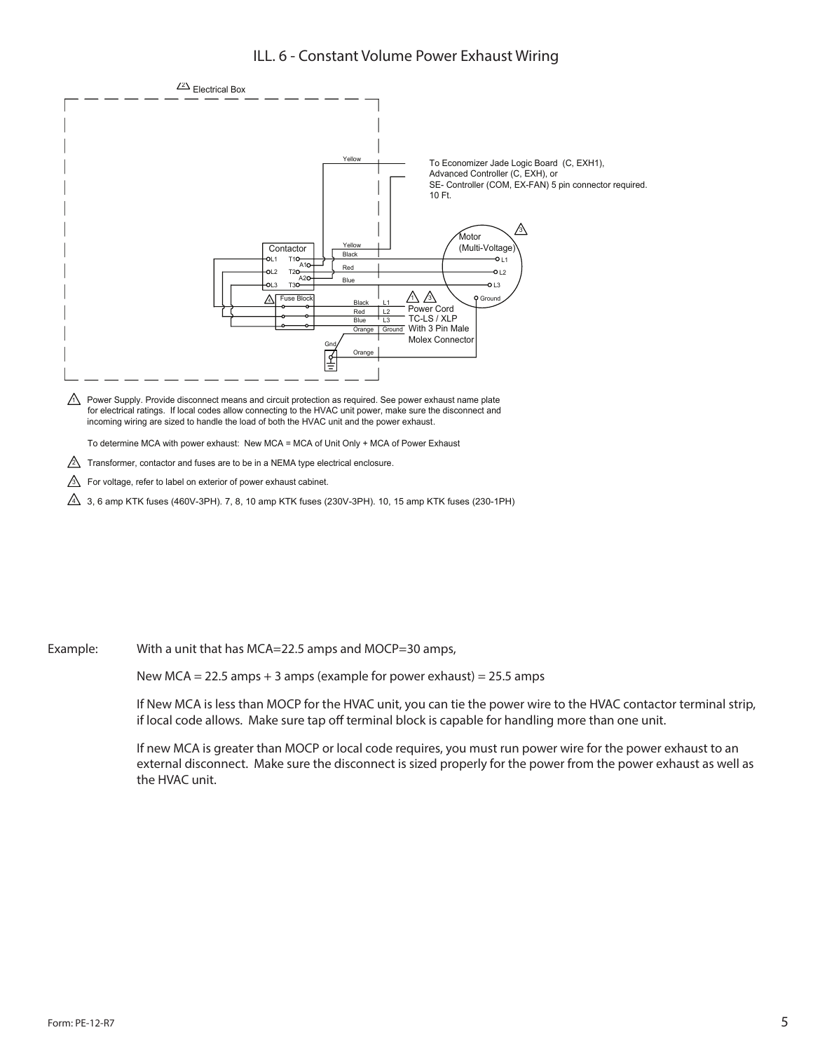# ILL. 6 - Constant Volume Power Exhaust Wiring

Electrical Box

To Economizer Jade Logic Board (C, EXH1), Advanced Controller (C, EXH), or SE- Controller (COM, EX-FAN) 5 pin connector required. 10 Ft.

Motor (Multi-Voltage)

Power Cord TC-LS / XLP With 3 Pin Male Molex Connector

1. Power Supply. Provide disconnect means and circuit protection as required. See power exhaust name plate for electrical ratings. If local codes allow connecting to the HVAC unit power, make sure the disconnect and incoming wiring are sized to handle the load of both the HVAC unit and the power exhaust.

   To determine MCA with power exhaust: New MCA = MCA of Unit Only + MCA of Power Exhaust

2. Transformer, contactor and fuses are to be in a NEMA type electrical enclosure.
3. For voltage, refer to label on exterior of power exhaust cabinet.
4. 3, 6 amp KTK fuses (460V-3PH). 7, 8, 10 amp KTK fuses (230V-3PH). 10, 15 amp KTK fuses (230-1PH)

Example: With a unit that has MCA=22.5 amps and MOCP=30 amps,

New MCA = 22.5 amps + 3 amps (example for power exhaust) = 25.5 amps

If New MCA is less than MOCP for the HVAC unit, you can tie the power wire to the HVAC contactor terminal strip, if local code allows. Make sure tap off terminal block is capable for handling more than one unit.

If new MCA is greater than MOCP or local code requires, you must run power wire for the power exhaust to an external disconnect. Make sure the disconnect is sized properly for the power from the power exhaust as well as the HVAC unit.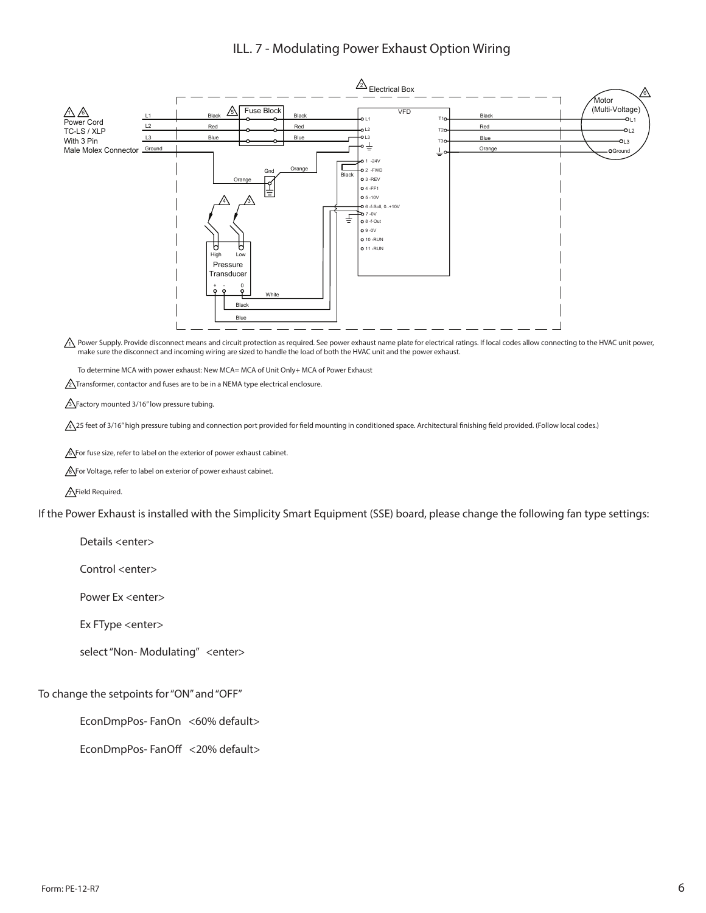## ILL. 7 - Modulating Power Exhaust Option Wiring

1. Power Supply. Provide disconnect means and circuit protection as required. See power exhaust name plate for electrical ratings. If local codes allow connecting to the HVAC unit power, make sure the disconnect and incoming wiring are sized to handle the load of both the HVAC unit and the power exhaust.

   To determine MCA with power exhaust: New MCA= MCA of Unit Only+ MCA of Power Exhaust

2. Transformer, contactor and fuses are to be in a NEMA type electrical enclosure.

3. Factory mounted 3/16" low pressure tubing.

4. 25 feet of 3/16" high pressure tubing and connection port provided for field mounting in conditioned space. Architectural finishing field provided. (Follow local codes.)

5. For fuse size, refer to label on the exterior of power exhaust cabinet.

6. For Voltage, refer to label on exterior of power exhaust cabinet.

7. Field Required.

If the Power Exhaust is installed with the Simplicity Smart Equipment (SSE) board, please change the following fan type settings:

Details <enter>

Control <enter>

Power Ex <enter>

Ex FType <enter>

select "Non- Modulating" <enter>

To change the setpoints for "ON" and "OFF"

EconDmpPos- FanOn <60% default>

EconDmpPos- FanOff <20% default>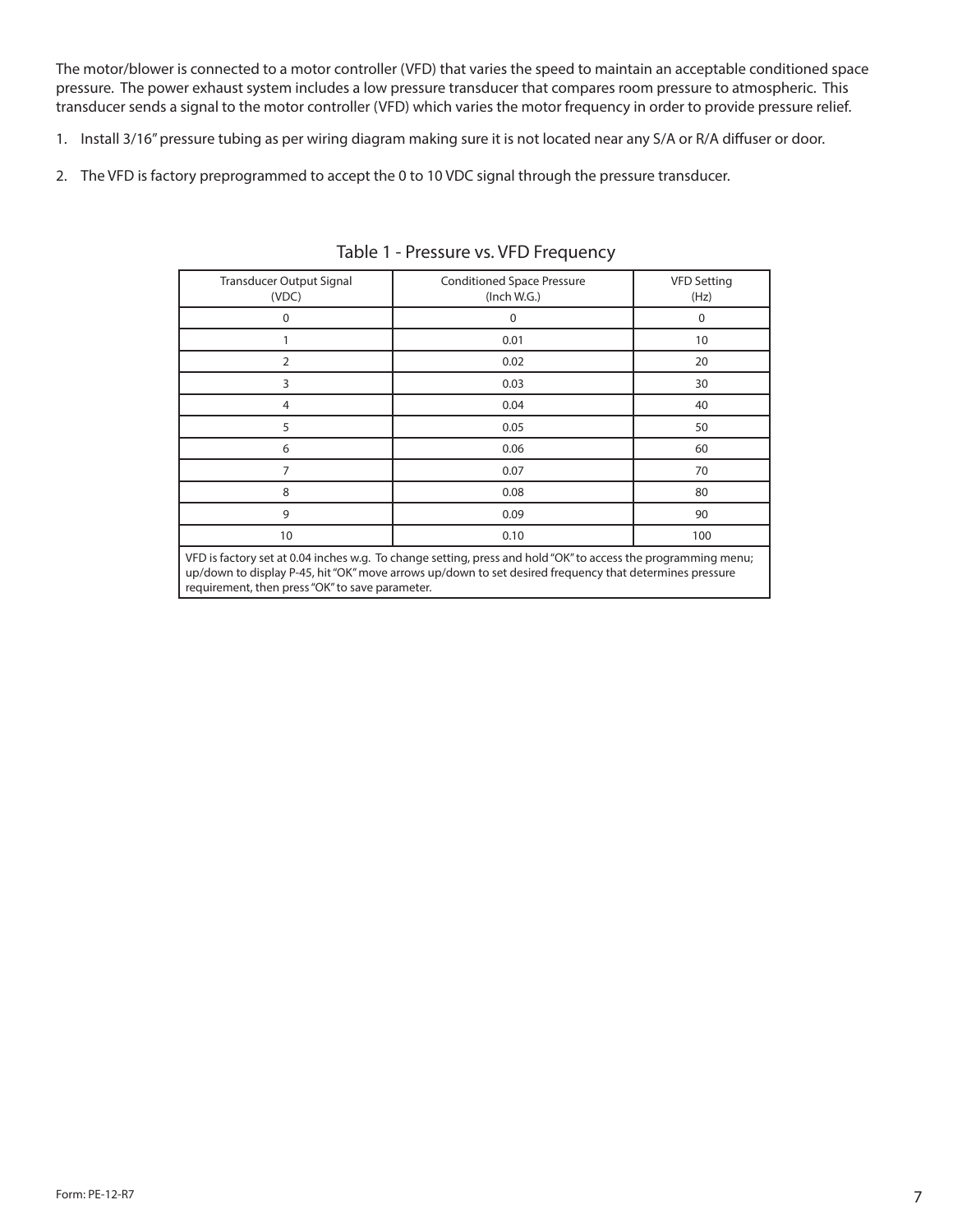The motor/blower is connected to a motor controller (VFD) that varies the speed to maintain an acceptable conditioned space pressure. The power exhaust system includes a low pressure transducer that compares room pressure to atmospheric. This transducer sends a signal to the motor controller (VFD) which varies the motor frequency in order to provide pressure relief.

1. Install 3/16" pressure tubing as per wiring diagram making sure it is not located near any S/A or R/A diffuser or door.
2. The VFD is factory preprogrammed to accept the 0 to 10 VDC signal through the pressure transducer.

Table 1 - Pressure vs. VFD Frequency

| Transducer Output Signal (VDC) | Conditioned Space Pressure (Inch W.G.) | VFD Setting (Hz) |
|---|---|---|
| 0 | 0 | 0 |
| 1 | 0.01 | 10 |
| 2 | 0.02 | 20 |
| 3 | 0.03 | 30 |
| 4 | 0.04 | 40 |
| 5 | 0.05 | 50 |
| 6 | 0.06 | 60 |
| 7 | 0.07 | 70 |
| 8 | 0.08 | 80 |
| 9 | 0.09 | 90 |
| 10 | 0.10 | 100 |

VFD is factory set at 0.04 inches w.g. To change setting, press and hold "OK" to access the programming menu; up/down to display P-45, hit "OK" move arrows up/down to set desired frequency that determines pressure requirement, then press "OK" to save parameter.

Form: PE-12-R7